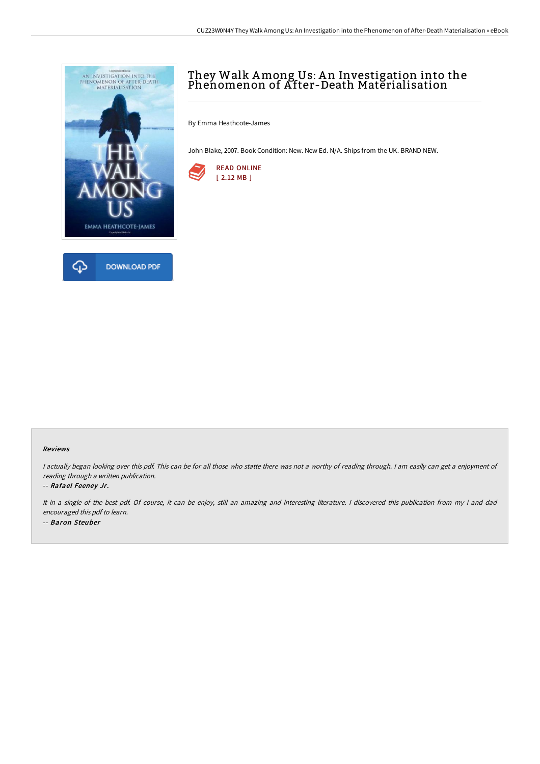# They Walk Among Us: An Investigation into the Phenomenon of After-Death Materialisation

By Emma Heathcote-James

John Blake, 2007. Book Condition: New. New Ed. N/A. Ships from the UK. BRAND NEW.

READ ONLINE
[ 2.12 MB ]

DOWNLOAD PDF

### Reviews

*I actually began looking over this pdf. This can be for all those who statte there was not a worthy of reading through. I am easily can get a enjoyment of reading through a written publication.*

-- ***Rafael Feeney Jr.***

*It in a single of the best pdf. Of course, it can be enjoy, still an amazing and interesting literature. I discovered this publication from my i and dad encouraged this pdf to learn.*

-- ***Baron Steuber***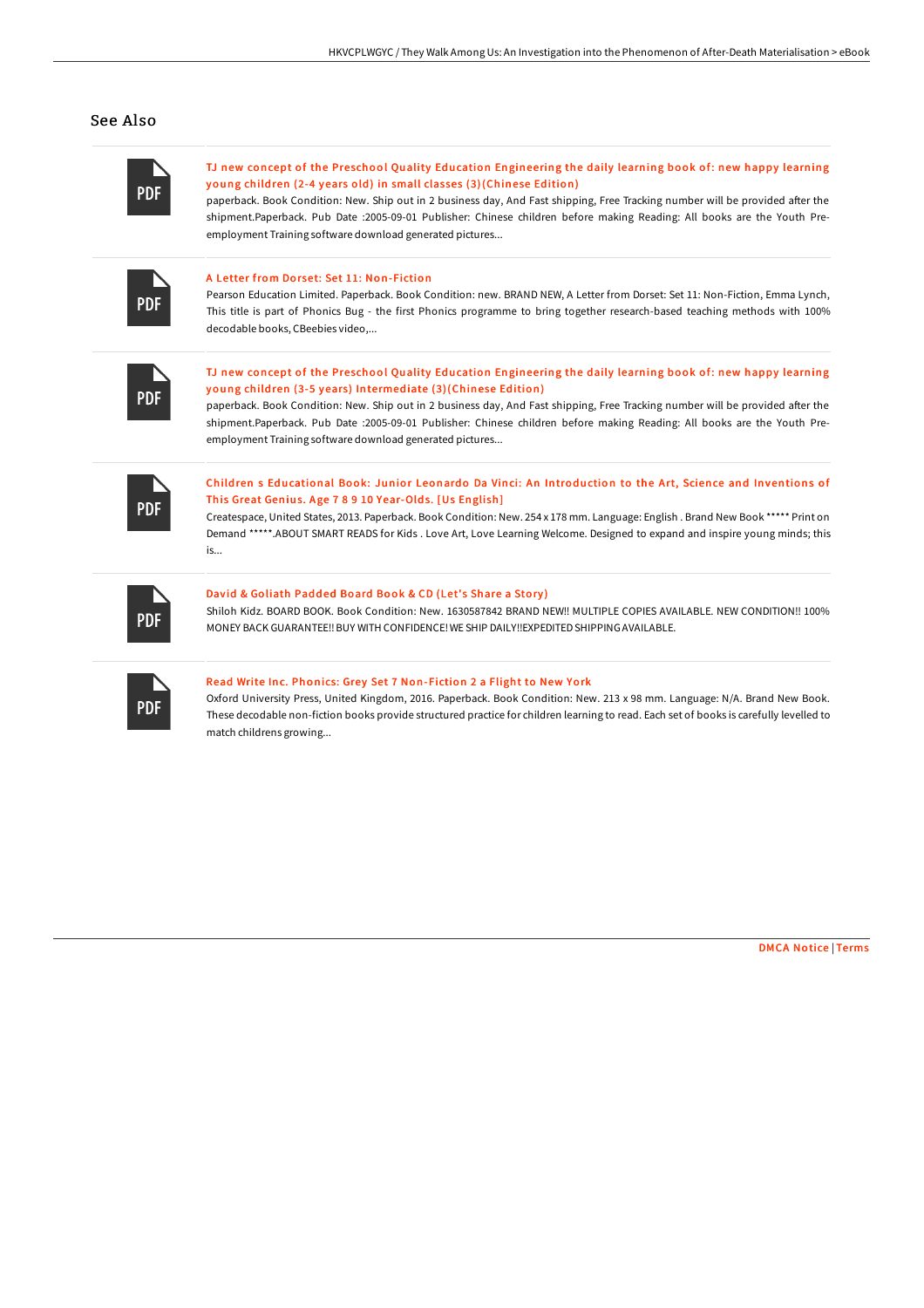## See Also

PDF

**TJ new concept of the Preschool Quality Education Engineering the daily learning book of: new happy learning young children (2-4 years old) in small classes (3)(Chinese Edition)**

paperback. Book Condition: New. Ship out in 2 business day, And Fast shipping, Free Tracking number will be provided after the shipment.Paperback. Pub Date :2005-09-01 Publisher: Chinese children before making Reading: All books are the Youth Pre-employment Training software download generated pictures...

PDF

**A Letter from Dorset: Set 11: Non-Fiction**

Pearson Education Limited. Paperback. Book Condition: new. BRAND NEW, A Letter from Dorset: Set 11: Non-Fiction, Emma Lynch, This title is part of Phonics Bug - the first Phonics programme to bring together research-based teaching methods with 100% decodable books, CBeebies video,...

PDF

**TJ new concept of the Preschool Quality Education Engineering the daily learning book of: new happy learning young children (3-5 years) Intermediate (3)(Chinese Edition)**

paperback. Book Condition: New. Ship out in 2 business day, And Fast shipping, Free Tracking number will be provided after the shipment.Paperback. Pub Date :2005-09-01 Publisher: Chinese children before making Reading: All books are the Youth Pre-employment Training software download generated pictures...

PDF

**Children s Educational Book: Junior Leonardo Da Vinci: An Introduction to the Art, Science and Inventions of This Great Genius. Age 7 8 9 10 Year-Olds. [Us English]**

Createspace, United States, 2013. Paperback. Book Condition: New. 254 x 178 mm. Language: English . Brand New Book ***** Print on Demand *****.ABOUT SMART READS for Kids . Love Art, Love Learning Welcome. Designed to expand and inspire young minds; this is...

PDF

**David & Goliath Padded Board Book & CD (Let's Share a Story)**

Shiloh Kidz. BOARD BOOK. Book Condition: New. 1630587842 BRAND NEW!! MULTIPLE COPIES AVAILABLE. NEW CONDITION!! 100% MONEY BACK GUARANTEE!! BUY WITH CONFIDENCE! WE SHIP DAILY!!EXPEDITED SHIPPING AVAILABLE.

PDF

**Read Write Inc. Phonics: Grey Set 7 Non-Fiction 2 a Flight to New York**

Oxford University Press, United Kingdom, 2016. Paperback. Book Condition: New. 213 x 98 mm. Language: N/A. Brand New Book. These decodable non-fiction books provide structured practice for children learning to read. Each set of books is carefully levelled to match childrens growing...

DMCA Notice | Terms